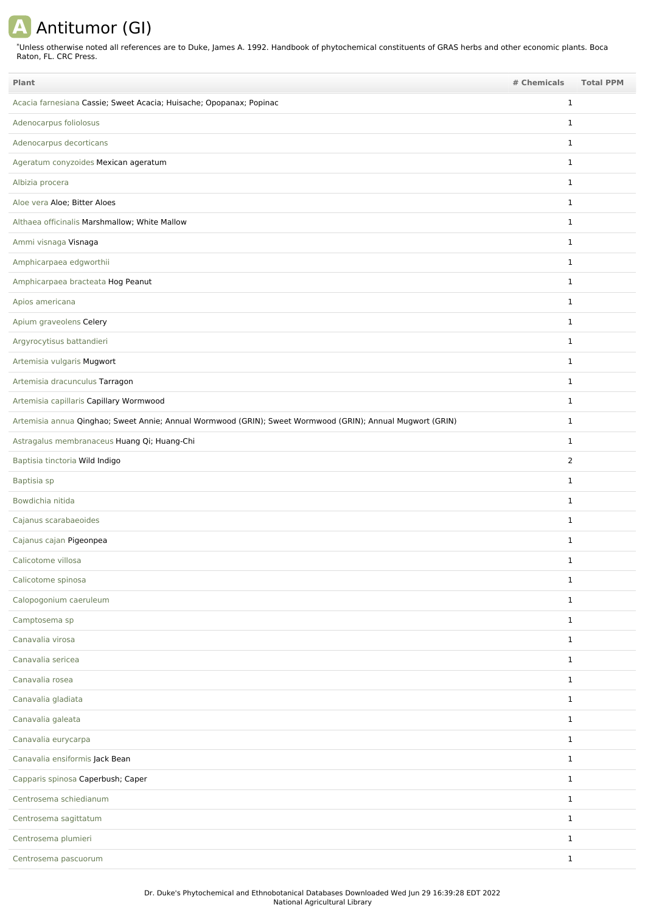# A Antitumor (GI)

*Unless otherwise noted all references are to Duke, James A. 1992. Handbook of phytochemical constituents of GRAS herbs and other economic plants. Boca Raton, FL. CRC Press.

| Plant | # Chemicals | Total PPM |
|---|---|---|
| Acacia farnesiana Cassie; Sweet Acacia; Huisache; Opopanax; Popinac | 1 | |
| Adenocarpus foliolosus | 1 | |
| Adenocarpus decorticans | 1 | |
| Ageratum conyzoides Mexican ageratum | 1 | |
| Albizia procera | 1 | |
| Aloe vera Aloe; Bitter Aloes | 1 | |
| Althaea officinalis Marshmallow; White Mallow | 1 | |
| Ammi visnaga Visnaga | 1 | |
| Amphicarpaea edgworthii | 1 | |
| Amphicarpaea bracteata Hog Peanut | 1 | |
| Apios americana | 1 | |
| Apium graveolens Celery | 1 | |
| Argyrocytisus battandieri | 1 | |
| Artemisia vulgaris Mugwort | 1 | |
| Artemisia dracunculus Tarragon | 1 | |
| Artemisia capillaris Capillary Wormwood | 1 | |
| Artemisia annua Qinghao; Sweet Annie; Annual Wormwood (GRIN); Sweet Wormwood (GRIN); Annual Mugwort (GRIN) | 1 | |
| Astragalus membranaceus Huang Qi; Huang-Chi | 1 | |
| Baptisia tinctoria Wild Indigo | 2 | |
| Baptisia sp | 1 | |
| Bowdichia nitida | 1 | |
| Cajanus scarabaeoides | 1 | |
| Cajanus cajan Pigeonpea | 1 | |
| Calicotome villosa | 1 | |
| Calicotome spinosa | 1 | |
| Calopogonium caeruleum | 1 | |
| Camptosema sp | 1 | |
| Canavalia virosa | 1 | |
| Canavalia sericea | 1 | |
| Canavalia rosea | 1 | |
| Canavalia gladiata | 1 | |
| Canavalia galeata | 1 | |
| Canavalia eurycarpa | 1 | |
| Canavalia ensiformis Jack Bean | 1 | |
| Capparis spinosa Caperbush; Caper | 1 | |
| Centrosema schiedianum | 1 | |
| Centrosema sagittatum | 1 | |
| Centrosema plumieri | 1 | |
| Centrosema pascuorum | 1 | |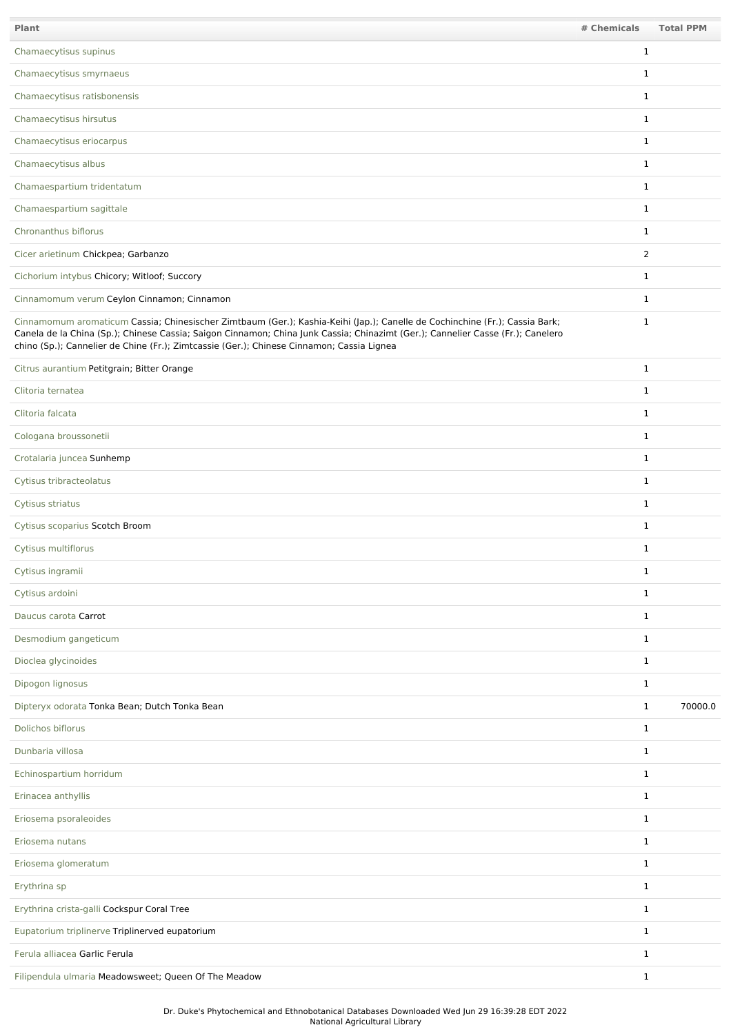| Plant | # Chemicals | Total PPM |
|---|---|---|
| Chamaecytisus supinus | 1 | |
| Chamaecytisus smyrnaeus | 1 | |
| Chamaecytisus ratisbonensis | 1 | |
| Chamaecytisus hirsutus | 1 | |
| Chamaecytisus eriocarpus | 1 | |
| Chamaecytisus albus | 1 | |
| Chamaespartium tridentatum | 1 | |
| Chamaespartium sagittale | 1 | |
| Chronanthus biflorus | 1 | |
| Cicer arietinum Chickpea; Garbanzo | 2 | |
| Cichorium intybus Chicory; Witloof; Succory | 1 | |
| Cinnamomum verum Ceylon Cinnamon; Cinnamon | 1 | |
| Cinnamomum aromaticum Cassia; Chinesischer Zimtbaum (Ger.); Kashia-Keihi (Jap.); Canelle de Cochinchine (Fr.); Cassia Bark; Canela de la China (Sp.); Chinese Cassia; Saigon Cinnamon; China Junk Cassia; Chinazimt (Ger.); Cannelier Casse (Fr.); Canelero chino (Sp.); Cannelier de Chine (Fr.); Zimtcassie (Ger.); Chinese Cinnamon; Cassia Lignea | 1 | |
| Citrus aurantium Petitgrain; Bitter Orange | 1 | |
| Clitoria ternatea | 1 | |
| Clitoria falcata | 1 | |
| Cologana broussonetii | 1 | |
| Crotalaria juncea Sunhemp | 1 | |
| Cytisus tribracteolatus | 1 | |
| Cytisus striatus | 1 | |
| Cytisus scoparius Scotch Broom | 1 | |
| Cytisus multiflorus | 1 | |
| Cytisus ingramii | 1 | |
| Cytisus ardoini | 1 | |
| Daucus carota Carrot | 1 | |
| Desmodium gangeticum | 1 | |
| Dioclea glycinoides | 1 | |
| Dipogon lignosus | 1 | |
| Dipteryx odorata Tonka Bean; Dutch Tonka Bean | 1 | 70000.0 |
| Dolichos biflorus | 1 | |
| Dunbaria villosa | 1 | |
| Echinospartium horridum | 1 | |
| Erinacea anthyllis | 1 | |
| Eriosema psoraleoides | 1 | |
| Eriosema nutans | 1 | |
| Eriosema glomeratum | 1 | |
| Erythrina sp | 1 | |
| Erythrina crista-galli Cockspur Coral Tree | 1 | |
| Eupatorium triplinerve Triplinerved eupatorium | 1 | |
| Ferula alliacea Garlic Ferula | 1 | |
| Filipendula ulmaria Meadowsweet; Queen Of The Meadow | 1 | |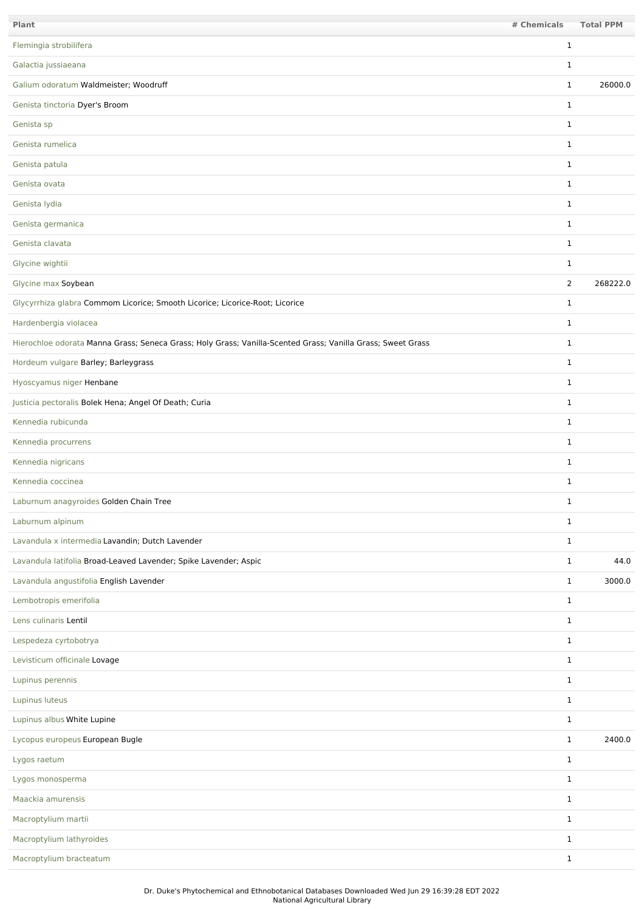| Plant | # Chemicals | Total PPM |
| --- | --- | --- |
| Flemingia strobilifera | 1 | |
| Galactia jussiaeana | 1 | |
| Galium odoratum Waldmeister; Woodruff | 1 | 26000.0 |
| Genista tinctoria Dyer's Broom | 1 | |
| Genista sp | 1 | |
| Genista rumelica | 1 | |
| Genista patula | 1 | |
| Genista ovata | 1 | |
| Genista lydia | 1 | |
| Genista germanica | 1 | |
| Genista clavata | 1 | |
| Glycine wightii | 1 | |
| Glycine max Soybean | 2 | 268222.0 |
| Glycyrrhiza glabra Commom Licorice; Smooth Licorice; Licorice-Root; Licorice | 1 | |
| Hardenbergia violacea | 1 | |
| Hierochloe odorata Manna Grass; Seneca Grass; Holy Grass; Vanilla-Scented Grass; Vanilla Grass; Sweet Grass | 1 | |
| Hordeum vulgare Barley; Barleygrass | 1 | |
| Hyoscyamus niger Henbane | 1 | |
| Justicia pectoralis Bolek Hena; Angel Of Death; Curia | 1 | |
| Kennedia rubicunda | 1 | |
| Kennedia procurrens | 1 | |
| Kennedia nigricans | 1 | |
| Kennedia coccinea | 1 | |
| Laburnum anagyroides Golden Chain Tree | 1 | |
| Laburnum alpinum | 1 | |
| Lavandula x intermedia Lavandin; Dutch Lavender | 1 | |
| Lavandula latifolia Broad-Leaved Lavender; Spike Lavender; Aspic | 1 | 44.0 |
| Lavandula angustifolia English Lavender | 1 | 3000.0 |
| Lembotropis emerifolia | 1 | |
| Lens culinaris Lentil | 1 | |
| Lespedeza cyrtobotrya | 1 | |
| Levisticum officinale Lovage | 1 | |
| Lupinus perennis | 1 | |
| Lupinus luteus | 1 | |
| Lupinus albus White Lupine | 1 | |
| Lycopus europeus European Bugle | 1 | 2400.0 |
| Lygos raetum | 1 | |
| Lygos monosperma | 1 | |
| Maackia amurensis | 1 | |
| Macroptylium martii | 1 | |
| Macroptylium lathyroides | 1 | |
| Macroptylium bracteatum | 1 | |

Dr. Duke's Phytochemical and Ethnobotanical Databases Downloaded Wed Jun 29 16:39:28 EDT 2022
National Agricultural Library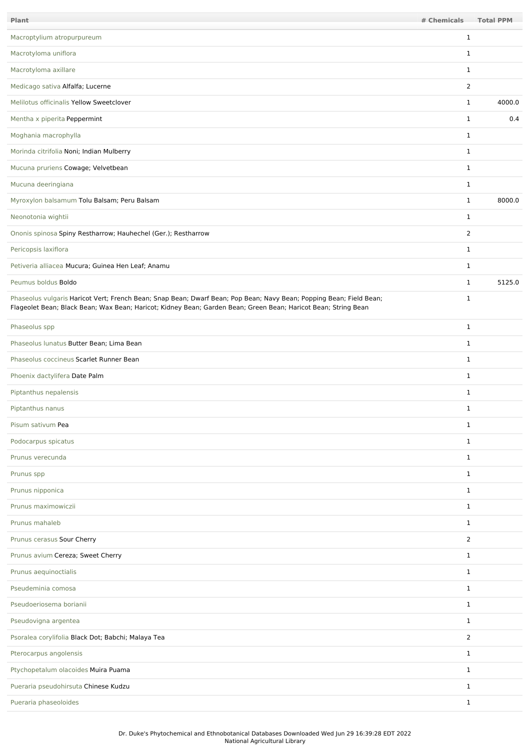| Plant | # Chemicals | Total PPM |
| --- | --- | --- |
| Macroptylium atropurpureum | 1 | |
| Macrotyloma uniflora | 1 | |
| Macrotyloma axillare | 1 | |
| Medicago sativa Alfalfa; Lucerne | 2 | |
| Melilotus officinalis Yellow Sweetclover | 1 | 4000.0 |
| Mentha x piperita Peppermint | 1 | 0.4 |
| Moghania macrophylla | 1 | |
| Morinda citrifolia Noni; Indian Mulberry | 1 | |
| Mucuna pruriens Cowage; Velvetbean | 1 | |
| Mucuna deeringiana | 1 | |
| Myroxylon balsamum Tolu Balsam; Peru Balsam | 1 | 8000.0 |
| Neonotonia wightii | 1 | |
| Ononis spinosa Spiny Restharrow; Hauhechel (Ger.); Restharrow | 2 | |
| Pericopsis laxiflora | 1 | |
| Petiveria alliacea Mucura; Guinea Hen Leaf; Anamu | 1 | |
| Peumus boldus Boldo | 1 | 5125.0 |
| Phaseolus vulgaris Haricot Vert; French Bean; Snap Bean; Dwarf Bean; Pop Bean; Navy Bean; Popping Bean; Field Bean; Flageolet Bean; Black Bean; Wax Bean; Haricot; Kidney Bean; Garden Bean; Green Bean; Haricot Bean; String Bean | 1 | |
| Phaseolus spp | 1 | |
| Phaseolus lunatus Butter Bean; Lima Bean | 1 | |
| Phaseolus coccineus Scarlet Runner Bean | 1 | |
| Phoenix dactylifera Date Palm | 1 | |
| Piptanthus nepalensis | 1 | |
| Piptanthus nanus | 1 | |
| Pisum sativum Pea | 1 | |
| Podocarpus spicatus | 1 | |
| Prunus verecunda | 1 | |
| Prunus spp | 1 | |
| Prunus nipponica | 1 | |
| Prunus maximowiczii | 1 | |
| Prunus mahaleb | 1 | |
| Prunus cerasus Sour Cherry | 2 | |
| Prunus avium Cereza; Sweet Cherry | 1 | |
| Prunus aequinoctialis | 1 | |
| Pseudeminia comosa | 1 | |
| Pseudoeriosema borianii | 1 | |
| Pseudovigna argentea | 1 | |
| Psoralea corylifolia Black Dot; Babchi; Malaya Tea | 2 | |
| Pterocarpus angolensis | 1 | |
| Ptychopetalum olacoides Muira Puama | 1 | |
| Pueraria pseudohirsuta Chinese Kudzu | 1 | |
| Pueraria phaseoloides | 1 | |

Dr. Duke's Phytochemical and Ethnobotanical Databases Downloaded Wed Jun 29 16:39:28 EDT 2022
National Agricultural Library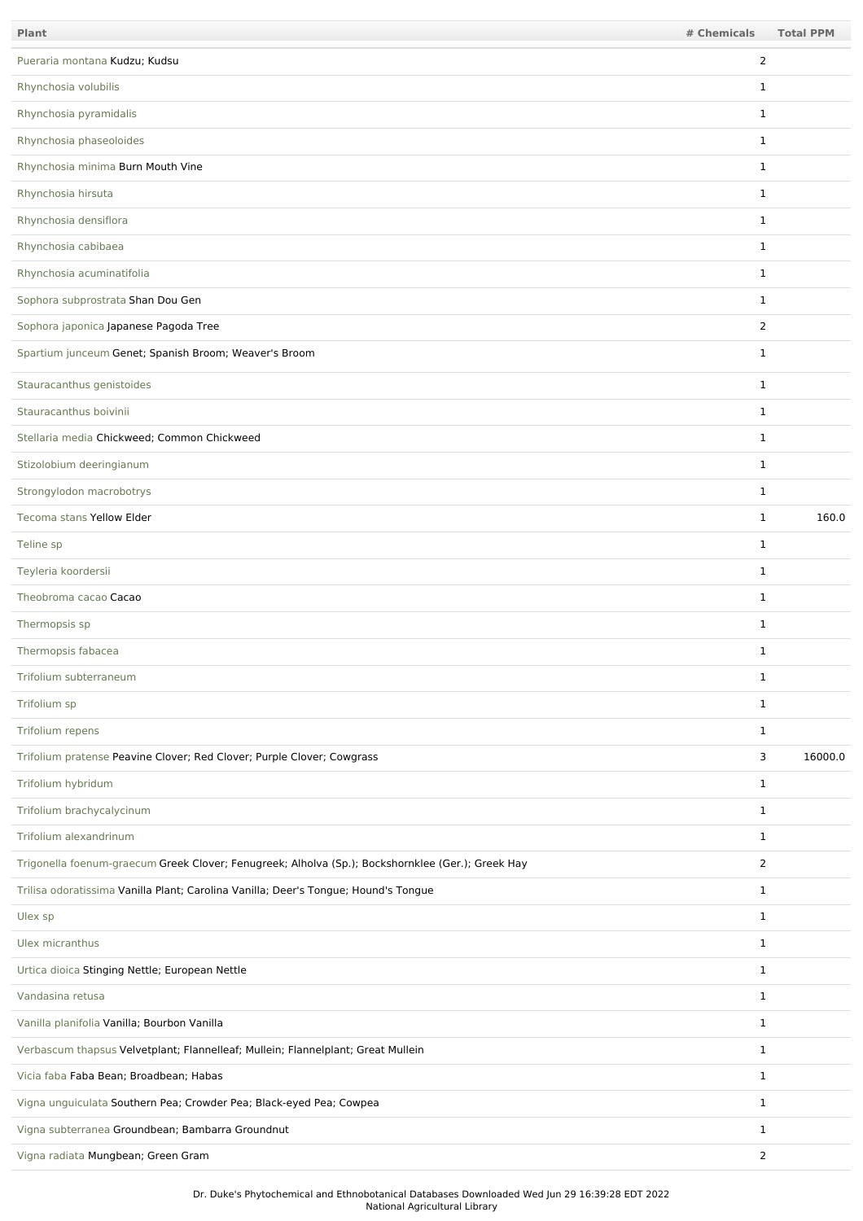| Plant | # Chemicals | Total PPM |
| --- | --- | --- |
| Pueraria montana Kudzu; Kudsu | 2 | |
| Rhynchosia volubilis | 1 | |
| Rhynchosia pyramidalis | 1 | |
| Rhynchosia phaseoloides | 1 | |
| Rhynchosia minima Burn Mouth Vine | 1 | |
| Rhynchosia hirsuta | 1 | |
| Rhynchosia densiflora | 1 | |
| Rhynchosia cabibaea | 1 | |
| Rhynchosia acuminatifolia | 1 | |
| Sophora subprostrata Shan Dou Gen | 1 | |
| Sophora japonica Japanese Pagoda Tree | 2 | |
| Spartium junceum Genet; Spanish Broom; Weaver's Broom | 1 | |
| Stauracanthus genistoides | 1 | |
| Stauracanthus boivinii | 1 | |
| Stellaria media Chickweed; Common Chickweed | 1 | |
| Stizolobium deeringianum | 1 | |
| Strongylodon macrobotrys | 1 | |
| Tecoma stans Yellow Elder | 1 | 160.0 |
| Teline sp | 1 | |
| Teyleria koordersii | 1 | |
| Theobroma cacao Cacao | 1 | |
| Thermopsis sp | 1 | |
| Thermopsis fabacea | 1 | |
| Trifolium subterraneum | 1 | |
| Trifolium sp | 1 | |
| Trifolium repens | 1 | |
| Trifolium pratense Peavine Clover; Red Clover; Purple Clover; Cowgrass | 3 | 16000.0 |
| Trifolium hybridum | 1 | |
| Trifolium brachycalycinum | 1 | |
| Trifolium alexandrinum | 1 | |
| Trigonella foenum-graecum Greek Clover; Fenugreek; Alholva (Sp.); Bockshornklee (Ger.); Greek Hay | 2 | |
| Trilisa odoratissima Vanilla Plant; Carolina Vanilla; Deer's Tongue; Hound's Tongue | 1 | |
| Ulex sp | 1 | |
| Ulex micranthus | 1 | |
| Urtica dioica Stinging Nettle; European Nettle | 1 | |
| Vandasina retusa | 1 | |
| Vanilla planifolia Vanilla; Bourbon Vanilla | 1 | |
| Verbascum thapsus Velvetplant; Flannelleaf; Mullein; Flannelplant; Great Mullein | 1 | |
| Vicia faba Faba Bean; Broadbean; Habas | 1 | |
| Vigna unguiculata Southern Pea; Crowder Pea; Black-eyed Pea; Cowpea | 1 | |
| Vigna subterranea Groundbean; Bambarra Groundnut | 1 | |
| Vigna radiata Mungbean; Green Gram | 2 | |

Dr. Duke's Phytochemical and Ethnobotanical Databases Downloaded Wed Jun 29 16:39:28 EDT 2022
National Agricultural Library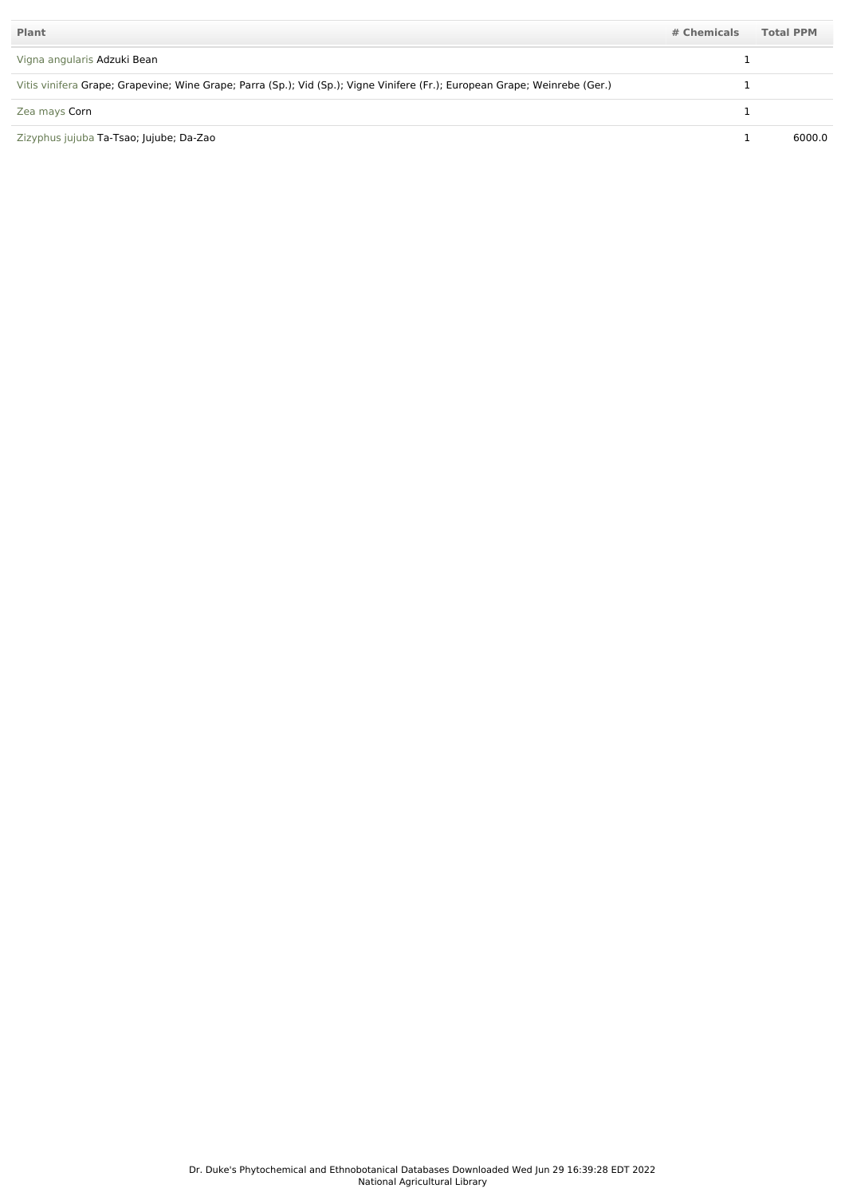| Plant | # Chemicals | Total PPM |
| --- | --- | --- |
| Vigna angularis Adzuki Bean | 1 | |
| Vitis vinifera Grape; Grapevine; Wine Grape; Parra (Sp.); Vid (Sp.); Vigne Vinifere (Fr.); European Grape; Weinrebe (Ger.) | 1 | |
| Zea mays Corn | 1 | |
| Zizyphus jujuba Ta-Tsao; Jujube; Da-Zao | 1 | 6000.0 |

Dr. Duke's Phytochemical and Ethnobotanical Databases Downloaded Wed Jun 29 16:39:28 EDT 2022
National Agricultural Library